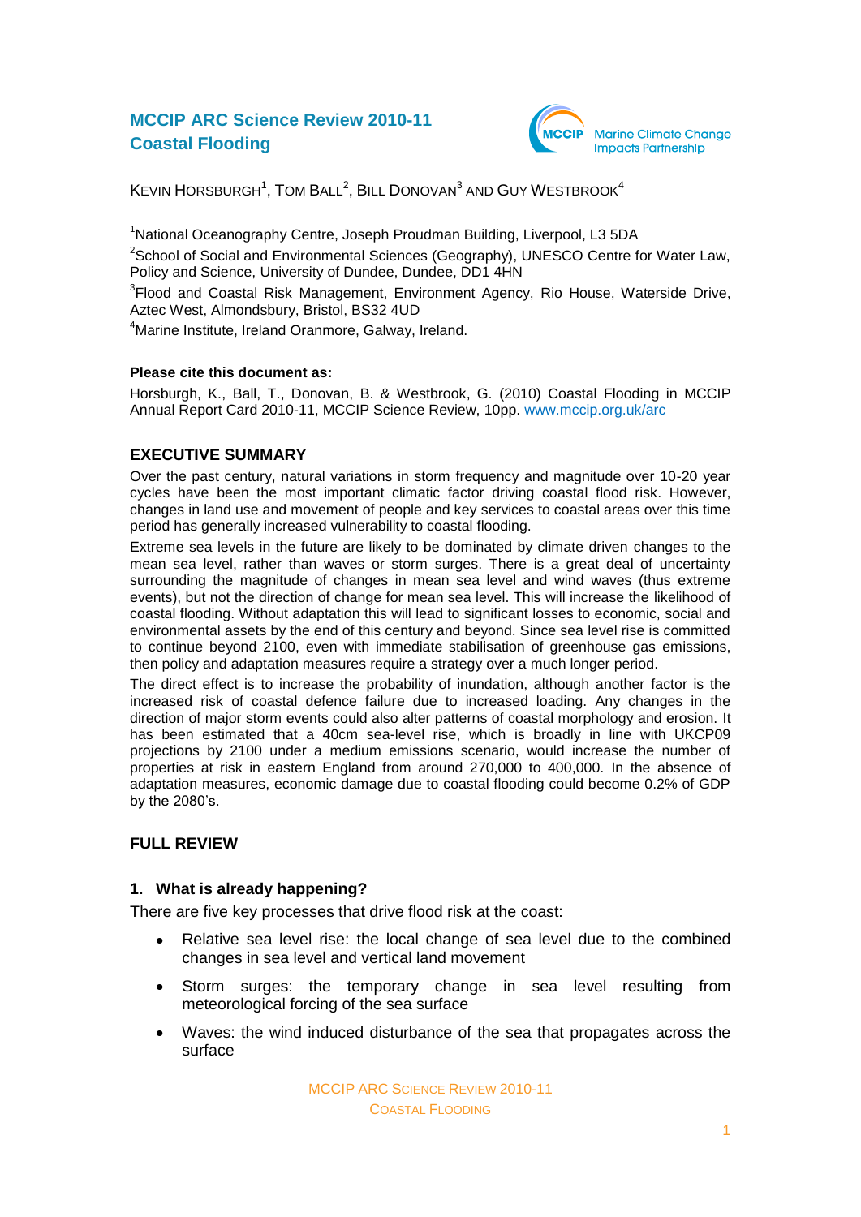# MCCIP ARC Science Review 2010-11
# Coastal Flooding

MCCIP Marine Climate Change Impacts Partnership

KEVIN HORSBURGH[1], TOM BALL[2], BILL DONOVAN[3] AND GUY WESTBROOK[4]

[1]National Oceanography Centre, Joseph Proudman Building, Liverpool, L3 5DA

[2]School of Social and Environmental Sciences (Geography), UNESCO Centre for Water Law, Policy and Science, University of Dundee, Dundee, DD1 4HN

[3]Flood and Coastal Risk Management, Environment Agency, Rio House, Waterside Drive, Aztec West, Almondsbury, Bristol, BS32 4UD

[4]Marine Institute, Ireland Oranmore, Galway, Ireland.

**Please cite this document as:**

Horsburgh, K., Ball, T., Donovan, B. & Westbrook, G. (2010) Coastal Flooding in MCCIP Annual Report Card 2010-11, MCCIP Science Review, 10pp. www.mccip.org.uk/arc

## EXECUTIVE SUMMARY

Over the past century, natural variations in storm frequency and magnitude over 10-20 year cycles have been the most important climatic factor driving coastal flood risk. However, changes in land use and movement of people and key services to coastal areas over this time period has generally increased vulnerability to coastal flooding.

Extreme sea levels in the future are likely to be dominated by climate driven changes to the mean sea level, rather than waves or storm surges. There is a great deal of uncertainty surrounding the magnitude of changes in mean sea level and wind waves (thus extreme events), but not the direction of change for mean sea level. This will increase the likelihood of coastal flooding. Without adaptation this will lead to significant losses to economic, social and environmental assets by the end of this century and beyond. Since sea level rise is committed to continue beyond 2100, even with immediate stabilisation of greenhouse gas emissions, then policy and adaptation measures require a strategy over a much longer period.

The direct effect is to increase the probability of inundation, although another factor is the increased risk of coastal defence failure due to increased loading. Any changes in the direction of major storm events could also alter patterns of coastal morphology and erosion. It has been estimated that a 40cm sea-level rise, which is broadly in line with UKCP09 projections by 2100 under a medium emissions scenario, would increase the number of properties at risk in eastern England from around 270,000 to 400,000. In the absence of adaptation measures, economic damage due to coastal flooding could become 0.2% of GDP by the 2080's.

## FULL REVIEW

### 1. What is already happening?

There are five key processes that drive flood risk at the coast:

- Relative sea level rise: the local change of sea level due to the combined changes in sea level and vertical land movement
- Storm surges: the temporary change in sea level resulting from meteorological forcing of the sea surface
- Waves: the wind induced disturbance of the sea that propagates across the surface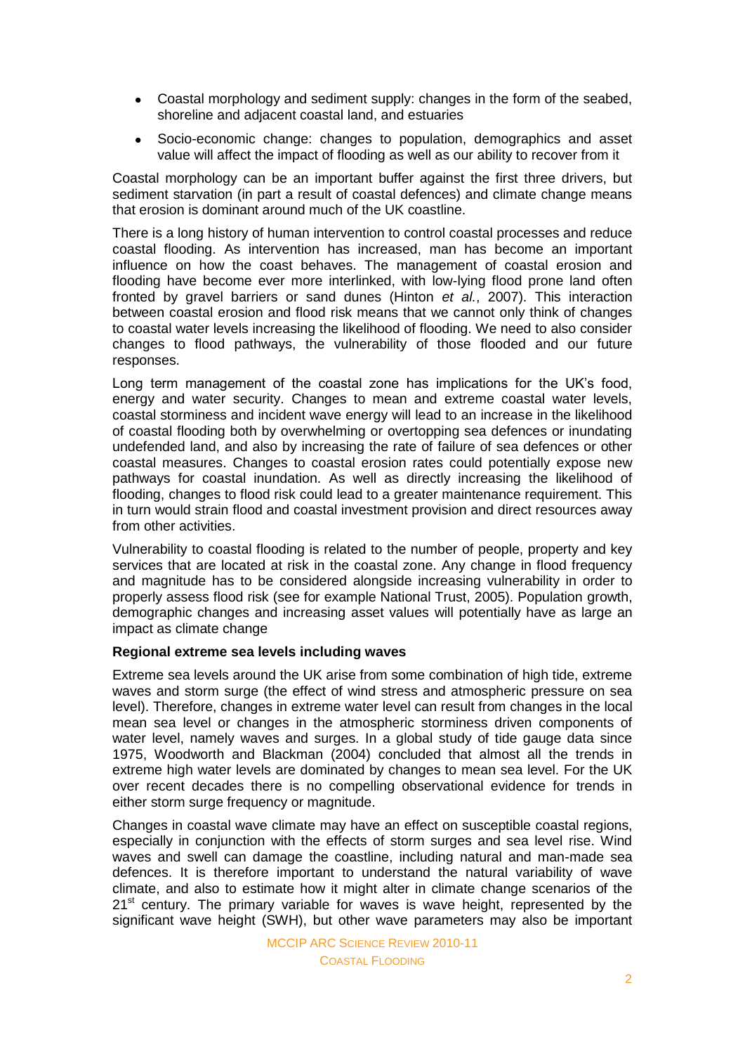- Coastal morphology and sediment supply: changes in the form of the seabed, shoreline and adjacent coastal land, and estuaries
- Socio-economic change: changes to population, demographics and asset value will affect the impact of flooding as well as our ability to recover from it

Coastal morphology can be an important buffer against the first three drivers, but sediment starvation (in part a result of coastal defences) and climate change means that erosion is dominant around much of the UK coastline.

There is a long history of human intervention to control coastal processes and reduce coastal flooding. As intervention has increased, man has become an important influence on how the coast behaves. The management of coastal erosion and flooding have become ever more interlinked, with low-lying flood prone land often fronted by gravel barriers or sand dunes (Hinton *et al.*, 2007). This interaction between coastal erosion and flood risk means that we cannot only think of changes to coastal water levels increasing the likelihood of flooding. We need to also consider changes to flood pathways, the vulnerability of those flooded and our future responses.

Long term management of the coastal zone has implications for the UK's food, energy and water security. Changes to mean and extreme coastal water levels, coastal storminess and incident wave energy will lead to an increase in the likelihood of coastal flooding both by overwhelming or overtopping sea defences or inundating undefended land, and also by increasing the rate of failure of sea defences or other coastal measures. Changes to coastal erosion rates could potentially expose new pathways for coastal inundation. As well as directly increasing the likelihood of flooding, changes to flood risk could lead to a greater maintenance requirement. This in turn would strain flood and coastal investment provision and direct resources away from other activities.

Vulnerability to coastal flooding is related to the number of people, property and key services that are located at risk in the coastal zone. Any change in flood frequency and magnitude has to be considered alongside increasing vulnerability in order to properly assess flood risk (see for example National Trust, 2005). Population growth, demographic changes and increasing asset values will potentially have as large an impact as climate change

**Regional extreme sea levels including waves**

Extreme sea levels around the UK arise from some combination of high tide, extreme waves and storm surge (the effect of wind stress and atmospheric pressure on sea level). Therefore, changes in extreme water level can result from changes in the local mean sea level or changes in the atmospheric storminess driven components of water level, namely waves and surges. In a global study of tide gauge data since 1975, Woodworth and Blackman (2004) concluded that almost all the trends in extreme high water levels are dominated by changes to mean sea level. For the UK over recent decades there is no compelling observational evidence for trends in either storm surge frequency or magnitude.

Changes in coastal wave climate may have an effect on susceptible coastal regions, especially in conjunction with the effects of storm surges and sea level rise. Wind waves and swell can damage the coastline, including natural and man-made sea defences. It is therefore important to understand the natural variability of wave climate, and also to estimate how it might alter in climate change scenarios of the 21st century. The primary variable for waves is wave height, represented by the significant wave height (SWH), but other wave parameters may also be important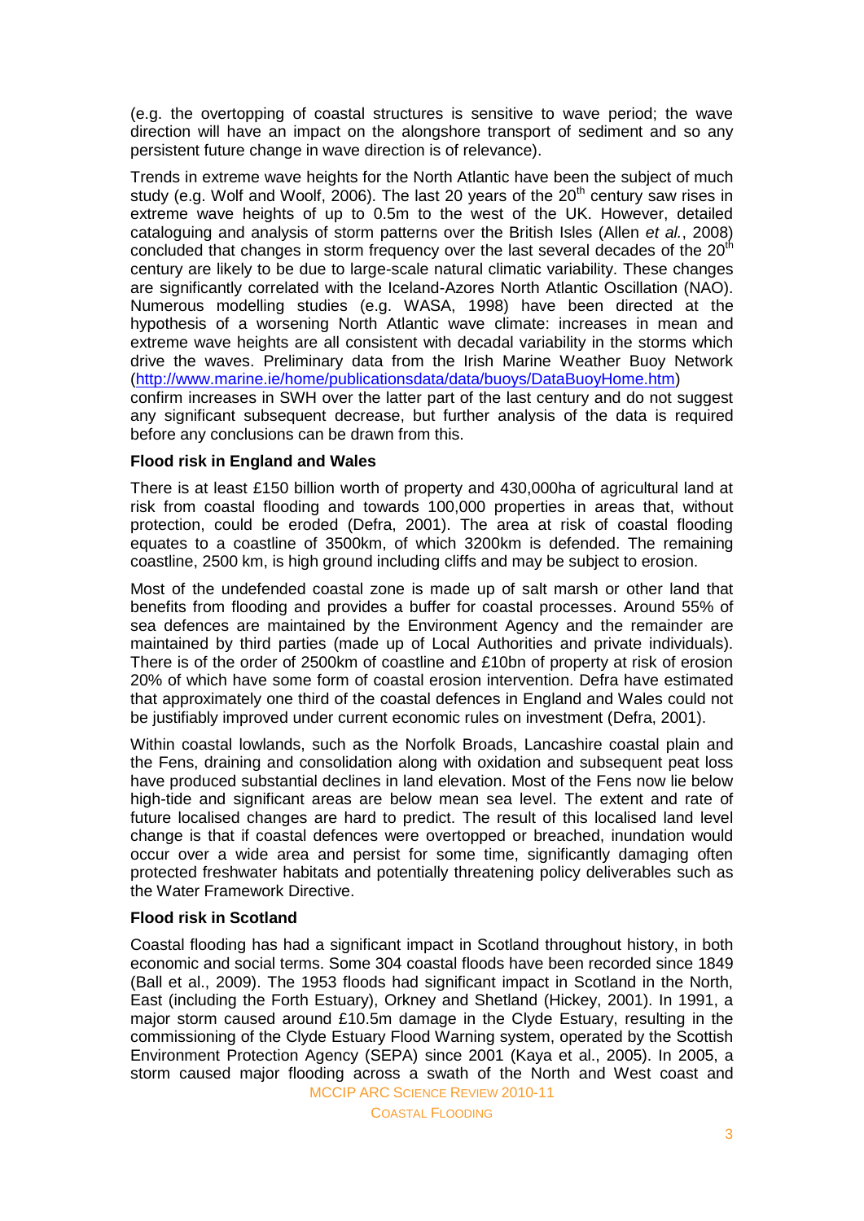(e.g. the overtopping of coastal structures is sensitive to wave period; the wave direction will have an impact on the alongshore transport of sediment and so any persistent future change in wave direction is of relevance).

Trends in extreme wave heights for the North Atlantic have been the subject of much study (e.g. Wolf and Woolf, 2006). The last 20 years of the 20th century saw rises in extreme wave heights of up to 0.5m to the west of the UK. However, detailed cataloguing and analysis of storm patterns over the British Isles (Allen *et al.*, 2008) concluded that changes in storm frequency over the last several decades of the 20th century are likely to be due to large-scale natural climatic variability. These changes are significantly correlated with the Iceland-Azores North Atlantic Oscillation (NAO). Numerous modelling studies (e.g. WASA, 1998) have been directed at the hypothesis of a worsening North Atlantic wave climate: increases in mean and extreme wave heights are all consistent with decadal variability in the storms which drive the waves. Preliminary data from the Irish Marine Weather Buoy Network (http://www.marine.ie/home/publicationsdata/data/buoys/DataBuoyHome.htm) confirm increases in SWH over the latter part of the last century and do not suggest any significant subsequent decrease, but further analysis of the data is required before any conclusions can be drawn from this.

**Flood risk in England and Wales**

There is at least £150 billion worth of property and 430,000ha of agricultural land at risk from coastal flooding and towards 100,000 properties in areas that, without protection, could be eroded (Defra, 2001). The area at risk of coastal flooding equates to a coastline of 3500km, of which 3200km is defended. The remaining coastline, 2500 km, is high ground including cliffs and may be subject to erosion.

Most of the undefended coastal zone is made up of salt marsh or other land that benefits from flooding and provides a buffer for coastal processes. Around 55% of sea defences are maintained by the Environment Agency and the remainder are maintained by third parties (made up of Local Authorities and private individuals). There is of the order of 2500km of coastline and £10bn of property at risk of erosion 20% of which have some form of coastal erosion intervention. Defra have estimated that approximately one third of the coastal defences in England and Wales could not be justifiably improved under current economic rules on investment (Defra, 2001).

Within coastal lowlands, such as the Norfolk Broads, Lancashire coastal plain and the Fens, draining and consolidation along with oxidation and subsequent peat loss have produced substantial declines in land elevation. Most of the Fens now lie below high-tide and significant areas are below mean sea level. The extent and rate of future localised changes are hard to predict. The result of this localised land level change is that if coastal defences were overtopped or breached, inundation would occur over a wide area and persist for some time, significantly damaging often protected freshwater habitats and potentially threatening policy deliverables such as the Water Framework Directive.

**Flood risk in Scotland**

Coastal flooding has had a significant impact in Scotland throughout history, in both economic and social terms. Some 304 coastal floods have been recorded since 1849 (Ball et al., 2009). The 1953 floods had significant impact in Scotland in the North, East (including the Forth Estuary), Orkney and Shetland (Hickey, 2001). In 1991, a major storm caused around £10.5m damage in the Clyde Estuary, resulting in the commissioning of the Clyde Estuary Flood Warning system, operated by the Scottish Environment Protection Agency (SEPA) since 2001 (Kaya et al., 2005). In 2005, a storm caused major flooding across a swath of the North and West coast and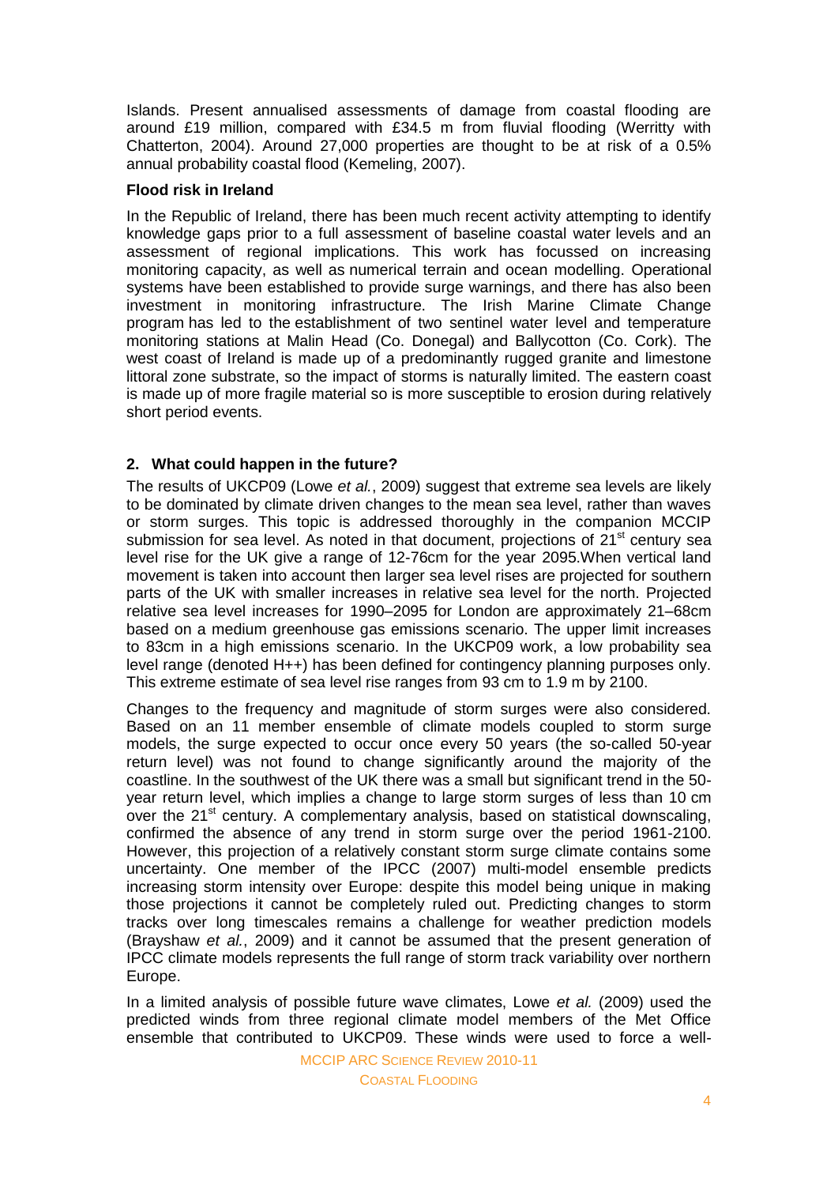Islands. Present annualised assessments of damage from coastal flooding are around £19 million, compared with £34.5 m from fluvial flooding (Werritty with Chatterton, 2004). Around 27,000 properties are thought to be at risk of a 0.5% annual probability coastal flood (Kemeling, 2007).

**Flood risk in Ireland**

In the Republic of Ireland, there has been much recent activity attempting to identify knowledge gaps prior to a full assessment of baseline coastal water levels and an assessment of regional implications. This work has focussed on increasing monitoring capacity, as well as numerical terrain and ocean modelling. Operational systems have been established to provide surge warnings, and there has also been investment in monitoring infrastructure. The Irish Marine Climate Change program has led to the establishment of two sentinel water level and temperature monitoring stations at Malin Head (Co. Donegal) and Ballycotton (Co. Cork). The west coast of Ireland is made up of a predominantly rugged granite and limestone littoral zone substrate, so the impact of storms is naturally limited. The eastern coast is made up of more fragile material so is more susceptible to erosion during relatively short period events.

## 2. What could happen in the future?

The results of UKCP09 (Lowe *et al.*, 2009) suggest that extreme sea levels are likely to be dominated by climate driven changes to the mean sea level, rather than waves or storm surges. This topic is addressed thoroughly in the companion MCCIP submission for sea level. As noted in that document, projections of 21st century sea level rise for the UK give a range of 12-76cm for the year 2095.When vertical land movement is taken into account then larger sea level rises are projected for southern parts of the UK with smaller increases in relative sea level for the north. Projected relative sea level increases for 1990–2095 for London are approximately 21–68cm based on a medium greenhouse gas emissions scenario. The upper limit increases to 83cm in a high emissions scenario. In the UKCP09 work, a low probability sea level range (denoted H++) has been defined for contingency planning purposes only. This extreme estimate of sea level rise ranges from 93 cm to 1.9 m by 2100.

Changes to the frequency and magnitude of storm surges were also considered. Based on an 11 member ensemble of climate models coupled to storm surge models, the surge expected to occur once every 50 years (the so-called 50-year return level) was not found to change significantly around the majority of the coastline. In the southwest of the UK there was a small but significant trend in the 50-year return level, which implies a change to large storm surges of less than 10 cm over the 21st century. A complementary analysis, based on statistical downscaling, confirmed the absence of any trend in storm surge over the period 1961-2100. However, this projection of a relatively constant storm surge climate contains some uncertainty. One member of the IPCC (2007) multi-model ensemble predicts increasing storm intensity over Europe: despite this model being unique in making those projections it cannot be completely ruled out. Predicting changes to storm tracks over long timescales remains a challenge for weather prediction models (Brayshaw *et al.*, 2009) and it cannot be assumed that the present generation of IPCC climate models represents the full range of storm track variability over northern Europe.

In a limited analysis of possible future wave climates, Lowe *et al.* (2009) used the predicted winds from three regional climate model members of the Met Office ensemble that contributed to UKCP09. These winds were used to force a well-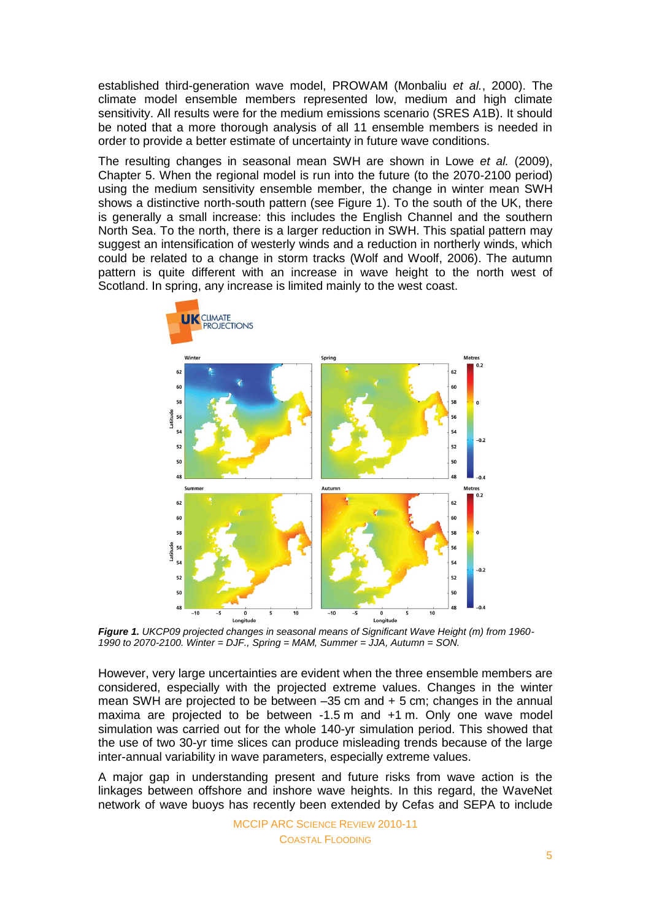established third-generation wave model, PROWAM (Monbaliu *et al.*, 2000). The climate model ensemble members represented low, medium and high climate sensitivity. All results were for the medium emissions scenario (SRES A1B). It should be noted that a more thorough analysis of all 11 ensemble members is needed in order to provide a better estimate of uncertainty in future wave conditions.

The resulting changes in seasonal mean SWH are shown in Lowe *et al.* (2009), Chapter 5. When the regional model is run into the future (to the 2070-2100 period) using the medium sensitivity ensemble member, the change in winter mean SWH shows a distinctive north-south pattern (see Figure 1). To the south of the UK, there is generally a small increase: this includes the English Channel and the southern North Sea. To the north, there is a larger reduction in SWH. This spatial pattern may suggest an intensification of westerly winds and a reduction in northerly winds, which could be related to a change in storm tracks (Wolf and Woolf, 2006). The autumn pattern is quite different with an increase in wave height to the north west of Scotland. In spring, any increase is limited mainly to the west coast.

***Figure 1.*** *UKCP09 projected changes in seasonal means of Significant Wave Height (m) from 1960-1990 to 2070-2100. Winter = DJF., Spring = MAM, Summer = JJA, Autumn = SON.*

However, very large uncertainties are evident when the three ensemble members are considered, especially with the projected extreme values. Changes in the winter mean SWH are projected to be between –35 cm and + 5 cm; changes in the annual maxima are projected to be between -1.5 m and +1 m. Only one wave model simulation was carried out for the whole 140-yr simulation period. This showed that the use of two 30-yr time slices can produce misleading trends because of the large inter-annual variability in wave parameters, especially extreme values.

A major gap in understanding present and future risks from wave action is the linkages between offshore and inshore wave heights. In this regard, the WaveNet network of wave buoys has recently been extended by Cefas and SEPA to include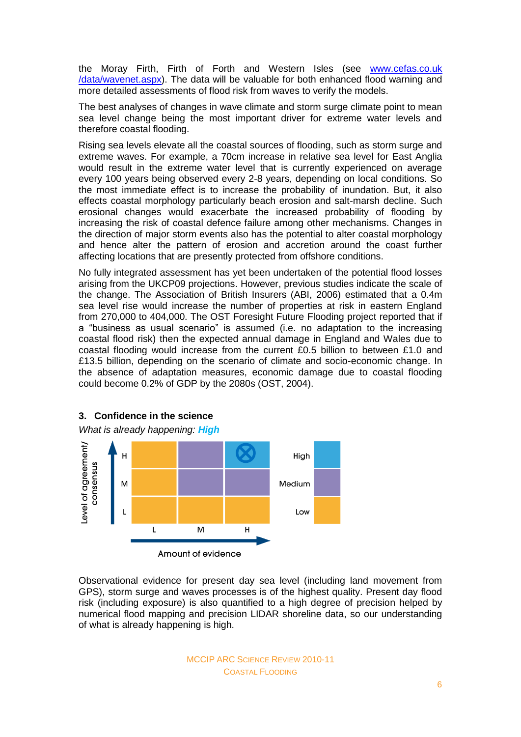the Moray Firth, Firth of Forth and Western Isles (see [www.cefas.co.uk/data/wavenet.aspx](www.cefas.co.uk/data/wavenet.aspx)). The data will be valuable for both enhanced flood warning and more detailed assessments of flood risk from waves to verify the models.

The best analyses of changes in wave climate and storm surge climate point to mean sea level change being the most important driver for extreme water levels and therefore coastal flooding.

Rising sea levels elevate all the coastal sources of flooding, such as storm surge and extreme waves. For example, a 70cm increase in relative sea level for East Anglia would result in the extreme water level that is currently experienced on average every 100 years being observed every 2-8 years, depending on local conditions. So the most immediate effect is to increase the probability of inundation. But, it also effects coastal morphology particularly beach erosion and salt-marsh decline. Such erosional changes would exacerbate the increased probability of flooding by increasing the risk of coastal defence failure among other mechanisms. Changes in the direction of major storm events also has the potential to alter coastal morphology and hence alter the pattern of erosion and accretion around the coast further affecting locations that are presently protected from offshore conditions.

No fully integrated assessment has yet been undertaken of the potential flood losses arising from the UKCP09 projections. However, previous studies indicate the scale of the change. The Association of British Insurers (ABI, 2006) estimated that a 0.4m sea level rise would increase the number of properties at risk in eastern England from 270,000 to 404,000. The OST Foresight Future Flooding project reported that if a "business as usual scenario" is assumed (i.e. no adaptation to the increasing coastal flood risk) then the expected annual damage in England and Wales due to coastal flooding would increase from the current £0.5 billion to between £1.0 and £13.5 billion, depending on the scenario of climate and socio-economic change. In the absence of adaptation measures, economic damage due to coastal flooding could become 0.2% of GDP by the 2080s (OST, 2004).

### 3. Confidence in the science

*What is already happening:* ***High***

Observational evidence for present day sea level (including land movement from GPS), storm surge and waves processes is of the highest quality. Present day flood risk (including exposure) is also quantified to a high degree of precision helped by numerical flood mapping and precision LIDAR shoreline data, so our understanding of what is already happening is high.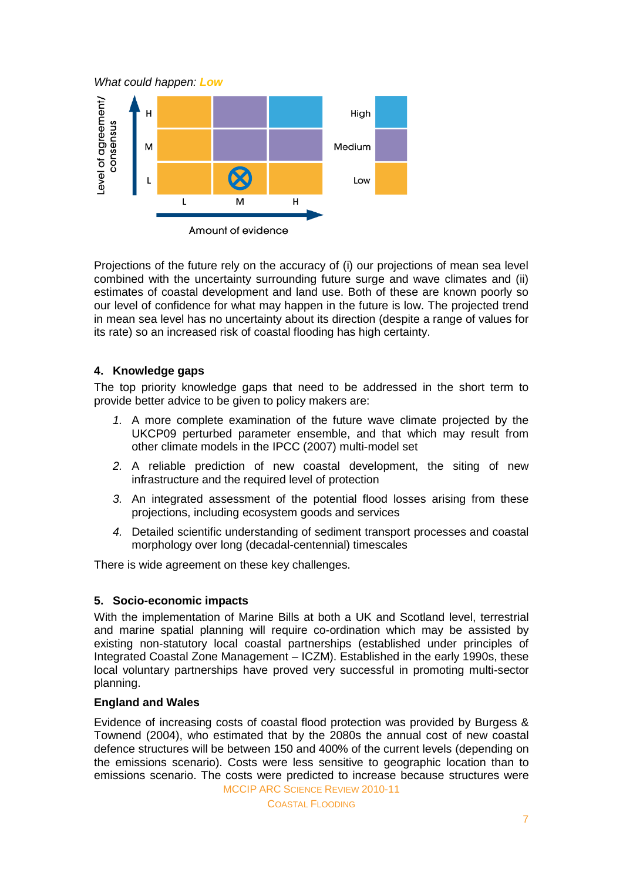*What could happen: **Low***

| Level of agreement/ consensus | L | M | H |
|---|---|---|---|
| H | Low | Medium | High |
| M | Low | Medium | Medium |
| L | Low | ⊗ | Low |

Amount of evidence

Projections of the future rely on the accuracy of (i) our projections of mean sea level combined with the uncertainty surrounding future surge and wave climates and (ii) estimates of coastal development and land use. Both of these are known poorly so our level of confidence for what may happen in the future is low. The projected trend in mean sea level has no uncertainty about its direction (despite a range of values for its rate) so an increased risk of coastal flooding has high certainty.

## 4. Knowledge gaps

The top priority knowledge gaps that need to be addressed in the short term to provide better advice to be given to policy makers are:

1. A more complete examination of the future wave climate projected by the UKCP09 perturbed parameter ensemble, and that which may result from other climate models in the IPCC (2007) multi-model set
2. A reliable prediction of new coastal development, the siting of new infrastructure and the required level of protection
3. An integrated assessment of the potential flood losses arising from these projections, including ecosystem goods and services
4. Detailed scientific understanding of sediment transport processes and coastal morphology over long (decadal-centennial) timescales

There is wide agreement on these key challenges.

## 5. Socio-economic impacts

With the implementation of Marine Bills at both a UK and Scotland level, terrestrial and marine spatial planning will require co-ordination which may be assisted by existing non-statutory local coastal partnerships (established under principles of Integrated Coastal Zone Management – ICZM). Established in the early 1990s, these local voluntary partnerships have proved very successful in promoting multi-sector planning.

### England and Wales

Evidence of increasing costs of coastal flood protection was provided by Burgess & Townend (2004), who estimated that by the 2080s the annual cost of new coastal defence structures will be between 150 and 400% of the current levels (depending on the emissions scenario). Costs were less sensitive to geographic location than to emissions scenario. The costs were predicted to increase because structures were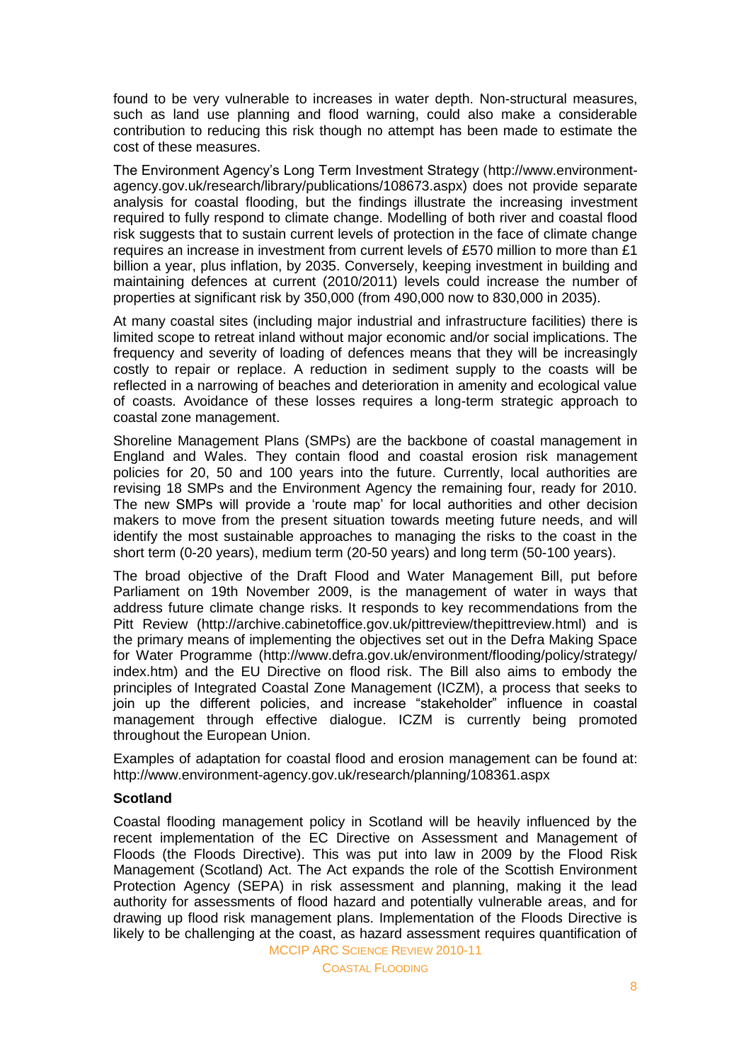found to be very vulnerable to increases in water depth. Non-structural measures, such as land use planning and flood warning, could also make a considerable contribution to reducing this risk though no attempt has been made to estimate the cost of these measures.

The Environment Agency's Long Term Investment Strategy (http://www.environment-agency.gov.uk/research/library/publications/108673.aspx) does not provide separate analysis for coastal flooding, but the findings illustrate the increasing investment required to fully respond to climate change. Modelling of both river and coastal flood risk suggests that to sustain current levels of protection in the face of climate change requires an increase in investment from current levels of £570 million to more than £1 billion a year, plus inflation, by 2035. Conversely, keeping investment in building and maintaining defences at current (2010/2011) levels could increase the number of properties at significant risk by 350,000 (from 490,000 now to 830,000 in 2035).

At many coastal sites (including major industrial and infrastructure facilities) there is limited scope to retreat inland without major economic and/or social implications. The frequency and severity of loading of defences means that they will be increasingly costly to repair or replace. A reduction in sediment supply to the coasts will be reflected in a narrowing of beaches and deterioration in amenity and ecological value of coasts. Avoidance of these losses requires a long-term strategic approach to coastal zone management.

Shoreline Management Plans (SMPs) are the backbone of coastal management in England and Wales. They contain flood and coastal erosion risk management policies for 20, 50 and 100 years into the future. Currently, local authorities are revising 18 SMPs and the Environment Agency the remaining four, ready for 2010. The new SMPs will provide a 'route map' for local authorities and other decision makers to move from the present situation towards meeting future needs, and will identify the most sustainable approaches to managing the risks to the coast in the short term (0-20 years), medium term (20-50 years) and long term (50-100 years).

The broad objective of the Draft Flood and Water Management Bill, put before Parliament on 19th November 2009, is the management of water in ways that address future climate change risks. It responds to key recommendations from the Pitt Review (http://archive.cabinetoffice.gov.uk/pittreview/thepittreview.html) and is the primary means of implementing the objectives set out in the Defra Making Space for Water Programme (http://www.defra.gov.uk/environment/flooding/policy/strategy/index.htm) and the EU Directive on flood risk. The Bill also aims to embody the principles of Integrated Coastal Zone Management (ICZM), a process that seeks to join up the different policies, and increase "stakeholder" influence in coastal management through effective dialogue. ICZM is currently being promoted throughout the European Union.

Examples of adaptation for coastal flood and erosion management can be found at: http://www.environment-agency.gov.uk/research/planning/108361.aspx

**Scotland**

Coastal flooding management policy in Scotland will be heavily influenced by the recent implementation of the EC Directive on Assessment and Management of Floods (the Floods Directive). This was put into law in 2009 by the Flood Risk Management (Scotland) Act. The Act expands the role of the Scottish Environment Protection Agency (SEPA) in risk assessment and planning, making it the lead authority for assessments of flood hazard and potentially vulnerable areas, and for drawing up flood risk management plans. Implementation of the Floods Directive is likely to be challenging at the coast, as hazard assessment requires quantification of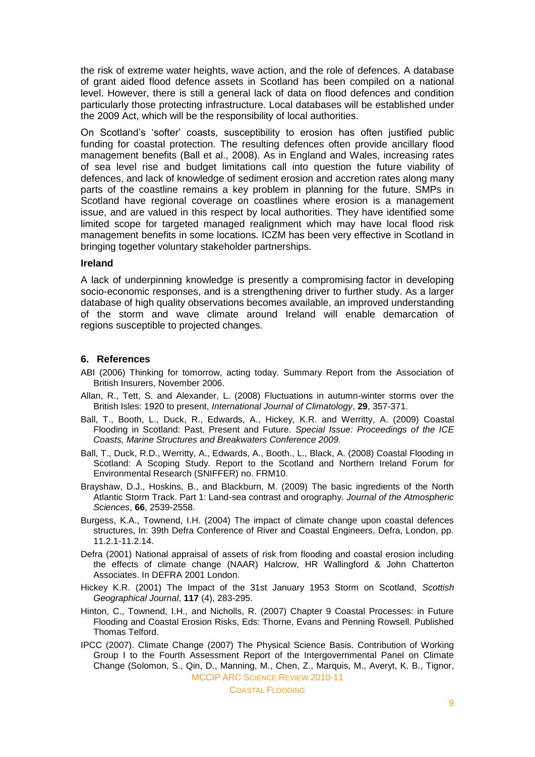the risk of extreme water heights, wave action, and the role of defences. A database of grant aided flood defence assets in Scotland has been compiled on a national level. However, there is still a general lack of data on flood defences and condition particularly those protecting infrastructure. Local databases will be established under the 2009 Act, which will be the responsibility of local authorities.

On Scotland's 'softer' coasts, susceptibility to erosion has often justified public funding for coastal protection. The resulting defences often provide ancillary flood management benefits (Ball et al., 2008). As in England and Wales, increasing rates of sea level rise and budget limitations call into question the future viability of defences, and lack of knowledge of sediment erosion and accretion rates along many parts of the coastline remains a key problem in planning for the future. SMPs in Scotland have regional coverage on coastlines where erosion is a management issue, and are valued in this respect by local authorities. They have identified some limited scope for targeted managed realignment which may have local flood risk management benefits in some locations. ICZM has been very effective in Scotland in bringing together voluntary stakeholder partnerships.

**Ireland**

A lack of underpinning knowledge is presently a compromising factor in developing socio-economic responses, and is a strengthening driver to further study. As a larger database of high quality observations becomes available, an improved understanding of the storm and wave climate around Ireland will enable demarcation of regions susceptible to projected changes.

## 6. References

ABI (2006) Thinking for tomorrow, acting today. Summary Report from the Association of British Insurers, November 2006.

Allan, R., Tett, S. and Alexander, L. (2008) Fluctuations in autumn-winter storms over the British Isles: 1920 to present, *International Journal of Climatology*, **29**, 357-371.

Ball, T., Booth, L., Duck, R., Edwards, A., Hickey, K.R. and Werritty, A. (2009) Coastal Flooding in Scotland: Past, Present and Future. *Special Issue: Proceedings of the ICE Coasts, Marine Structures and Breakwaters Conference 2009.*

Ball, T., Duck, R.D., Werritty, A., Edwards, A., Booth., L., Black, A. (2008) Coastal Flooding in Scotland: A Scoping Study. Report to the Scotland and Northern Ireland Forum for Environmental Research (SNIFFER) no. FRM10.

Brayshaw, D.J., Hoskins, B., and Blackburn, M. (2009) The basic ingredients of the North Atlantic Storm Track. Part 1: Land-sea contrast and orography. *Journal of the Atmospheric Sciences*, **66**, 2539-2558.

Burgess, K.A., Townend, I.H. (2004) The impact of climate change upon coastal defences structures, In: 39th Defra Conference of River and Coastal Engineers, Defra, London, pp. 11.2.1-11.2.14.

Defra (2001) National appraisal of assets of risk from flooding and coastal erosion including the effects of climate change (NAAR) Halcrow, HR Wallingford & John Chatterton Associates. In DEFRA 2001 London.

Hickey K.R. (2001) The Impact of the 31st January 1953 Storm on Scotland, *Scottish Geographical Journal*, **117** (4), 283-295.

Hinton, C., Townend, I.H., and Nicholls, R. (2007) Chapter 9 Coastal Processes: in Future Flooding and Coastal Erosion Risks, Eds: Thorne, Evans and Penning Rowsell. Published Thomas Telford.

IPCC (2007). Climate Change (2007) The Physical Science Basis. Contribution of Working Group I to the Fourth Assessment Report of the Intergovernmental Panel on Climate Change (Solomon, S., Qin, D., Manning, M., Chen, Z., Marquis, M., Averyt, K. B., Tignor,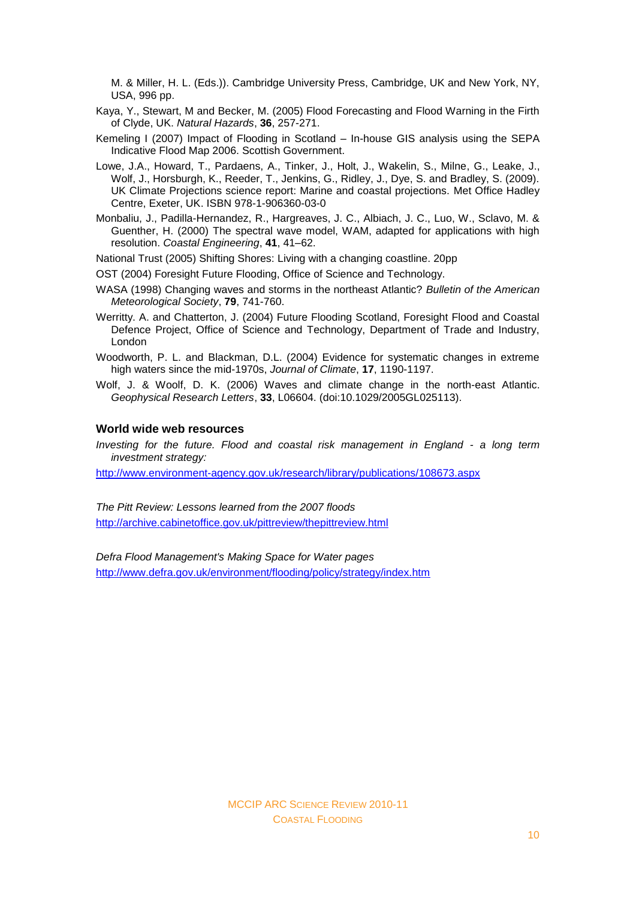M. & Miller, H. L. (Eds.)). Cambridge University Press, Cambridge, UK and New York, NY, USA, 996 pp.

Kaya, Y., Stewart, M and Becker, M. (2005) Flood Forecasting and Flood Warning in the Firth of Clyde, UK. *Natural Hazards*, **36**, 257-271.

Kemeling I (2007) Impact of Flooding in Scotland – In-house GIS analysis using the SEPA Indicative Flood Map 2006. Scottish Government.

Lowe, J.A., Howard, T., Pardaens, A., Tinker, J., Holt, J., Wakelin, S., Milne, G., Leake, J., Wolf, J., Horsburgh, K., Reeder, T., Jenkins, G., Ridley, J., Dye, S. and Bradley, S. (2009). UK Climate Projections science report: Marine and coastal projections. Met Office Hadley Centre, Exeter, UK. ISBN 978-1-906360-03-0

Monbaliu, J., Padilla-Hernandez, R., Hargreaves, J. C., Albiach, J. C., Luo, W., Sclavo, M. & Guenther, H. (2000) The spectral wave model, WAM, adapted for applications with high resolution. *Coastal Engineering*, **41**, 41–62.

National Trust (2005) Shifting Shores: Living with a changing coastline. 20pp

OST (2004) Foresight Future Flooding, Office of Science and Technology.

WASA (1998) Changing waves and storms in the northeast Atlantic? *Bulletin of the American Meteorological Society*, **79**, 741-760.

Werritty. A. and Chatterton, J. (2004) Future Flooding Scotland, Foresight Flood and Coastal Defence Project, Office of Science and Technology, Department of Trade and Industry, London

Woodworth, P. L. and Blackman, D.L. (2004) Evidence for systematic changes in extreme high waters since the mid-1970s, *Journal of Climate*, **17**, 1190-1197.

Wolf, J. & Woolf, D. K. (2006) Waves and climate change in the north-east Atlantic. *Geophysical Research Letters*, **33**, L06604. (doi:10.1029/2005GL025113).

### World wide web resources

*Investing for the future. Flood and coastal risk management in England - a long term investment strategy:*

http://www.environment-agency.gov.uk/research/library/publications/108673.aspx

*The Pitt Review: Lessons learned from the 2007 floods*

http://archive.cabinetoffice.gov.uk/pittreview/thepittreview.html

*Defra Flood Management's Making Space for Water pages*

http://www.defra.gov.uk/environment/flooding/policy/strategy/index.htm